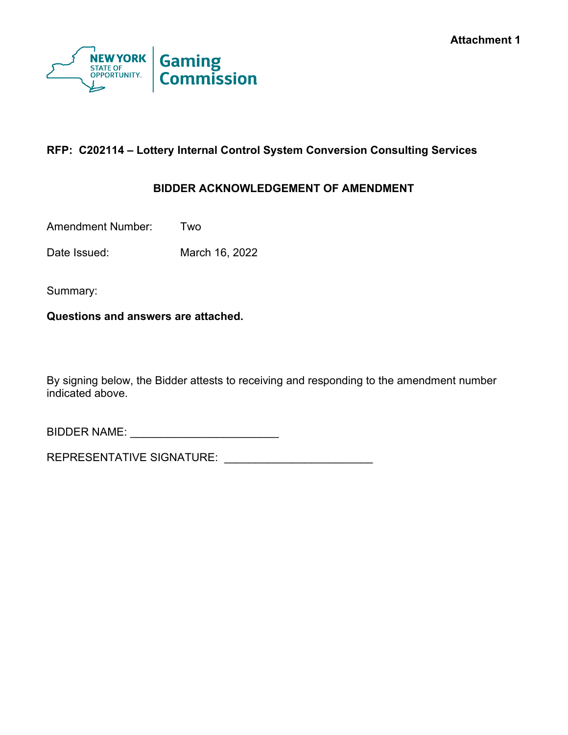**Attachment 1**

NEW YORK STATE OF OPPORTUNITY. | Gaming Commission

**RFP: C202114 – Lottery Internal Control System Conversion Consulting Services**

**BIDDER ACKNOWLEDGEMENT OF AMENDMENT**

Amendment Number: Two

Date Issued: March 16, 2022

Summary:

**Questions and answers are attached.**

By signing below, the Bidder attests to receiving and responding to the amendment number indicated above.

BIDDER NAME: _______________________

REPRESENTATIVE SIGNATURE: _______________________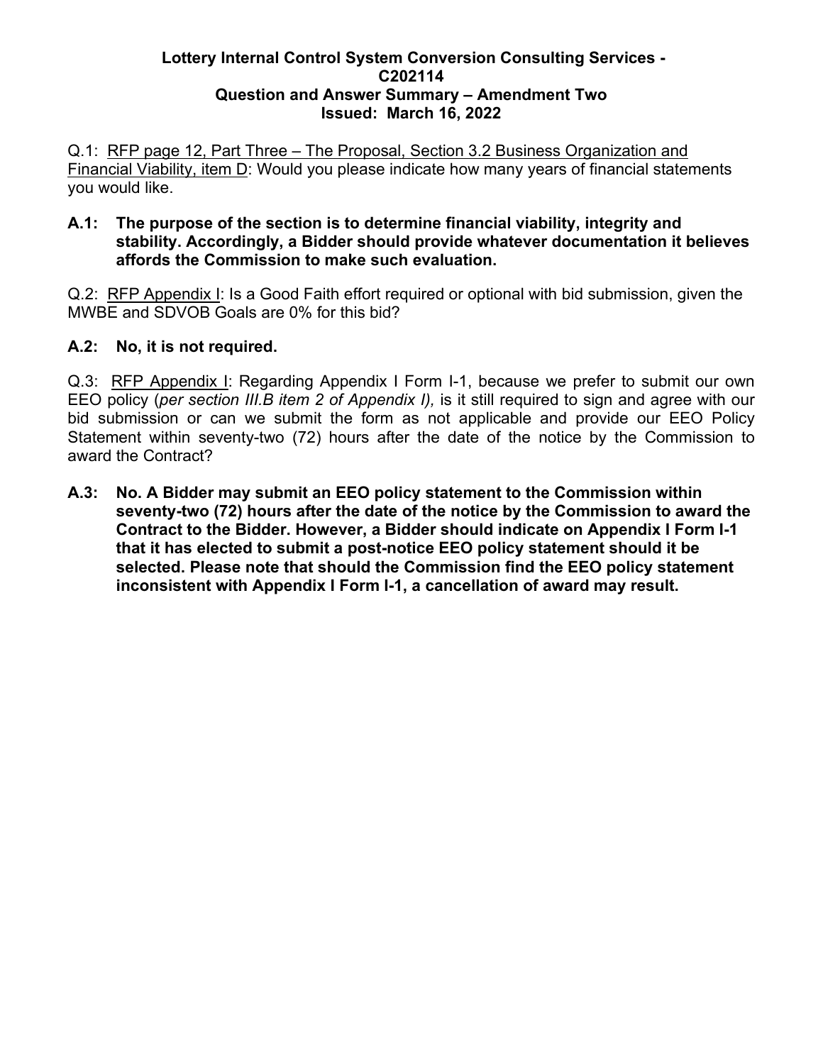**Lottery Internal Control System Conversion Consulting Services - C202114**
**Question and Answer Summary – Amendment Two**
**Issued: March 16, 2022**

Q.1: RFP page 12, Part Three – The Proposal, Section 3.2 Business Organization and Financial Viability, item D: Would you please indicate how many years of financial statements you would like.

**A.1: The purpose of the section is to determine financial viability, integrity and stability. Accordingly, a Bidder should provide whatever documentation it believes affords the Commission to make such evaluation.**

Q.2: RFP Appendix I: Is a Good Faith effort required or optional with bid submission, given the MWBE and SDVOB Goals are 0% for this bid?

**A.2: No, it is not required.**

Q.3: RFP Appendix I: Regarding Appendix I Form I-1, because we prefer to submit our own EEO policy (*per section III.B item 2 of Appendix I),* is it still required to sign and agree with our bid submission or can we submit the form as not applicable and provide our EEO Policy Statement within seventy-two (72) hours after the date of the notice by the Commission to award the Contract?

**A.3: No. A Bidder may submit an EEO policy statement to the Commission within seventy-two (72) hours after the date of the notice by the Commission to award the Contract to the Bidder. However, a Bidder should indicate on Appendix I Form I-1 that it has elected to submit a post-notice EEO policy statement should it be selected. Please note that should the Commission find the EEO policy statement inconsistent with Appendix I Form I-1, a cancellation of award may result.**